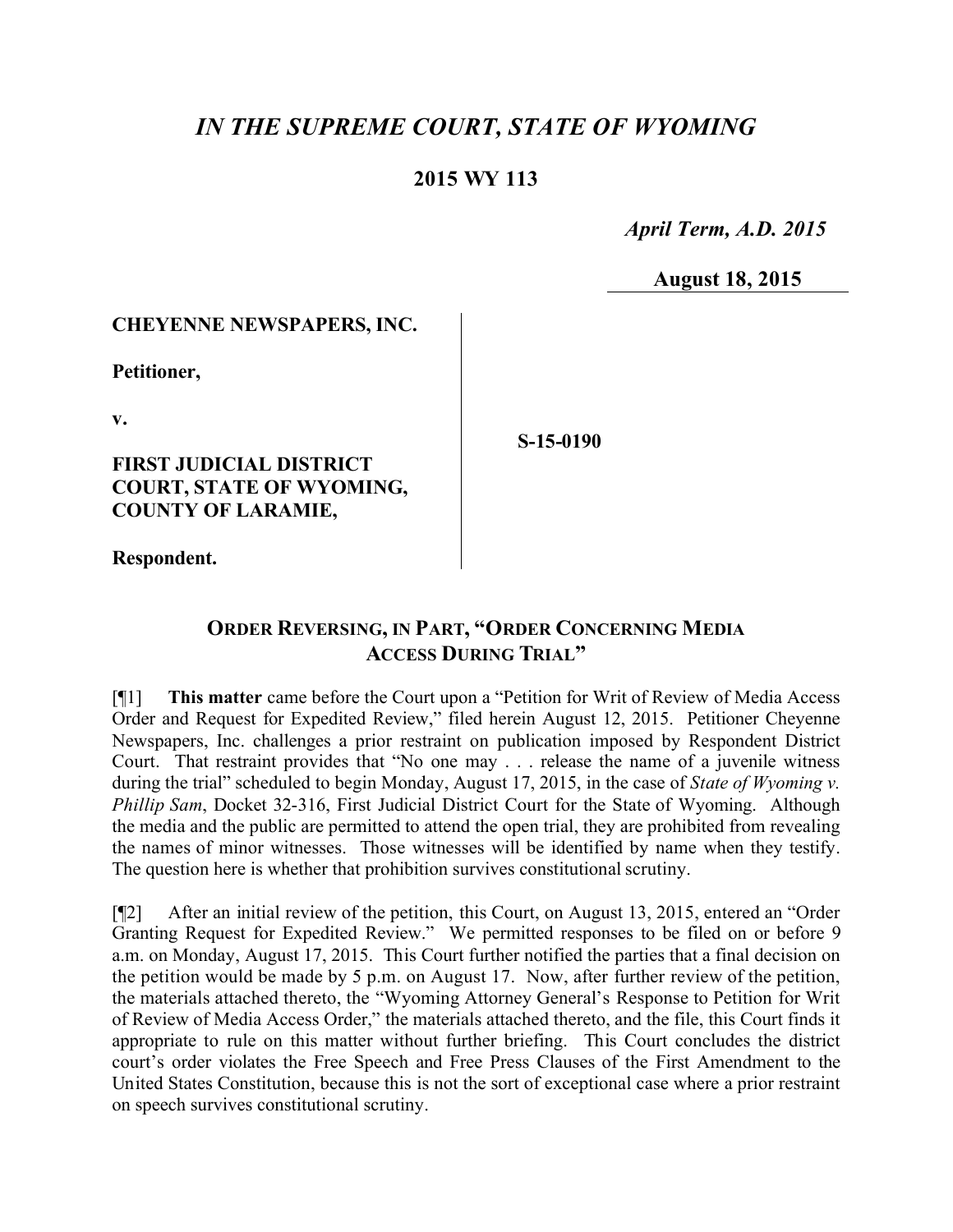# *IN THE SUPREME COURT, STATE OF WYOMING*

## 2015 WY 113

*April Term, A.D. 2015*

**August 18, 2015**

**CHEYENNE NEWSPAPERS, INC.**

**Petitioner,**

**v.**

**FIRST JUDICIAL DISTRICT COURT, STATE OF WYOMING, COUNTY OF LARAMIE,**

**Respondent.**

**S-15-0190**

## ORDER REVERSING, IN PART, "ORDER CONCERNING MEDIA ACCESS DURING TRIAL"

[¶1] **This matter** came before the Court upon a "Petition for Writ of Review of Media Access Order and Request for Expedited Review," filed herein August 12, 2015. Petitioner Cheyenne Newspapers, Inc. challenges a prior restraint on publication imposed by Respondent District Court. That restraint provides that "No one may . . . release the name of a juvenile witness during the trial" scheduled to begin Monday, August 17, 2015, in the case of *State of Wyoming v. Phillip Sam*, Docket 32-316, First Judicial District Court for the State of Wyoming. Although the media and the public are permitted to attend the open trial, they are prohibited from revealing the names of minor witnesses. Those witnesses will be identified by name when they testify. The question here is whether that prohibition survives constitutional scrutiny.

[¶2] After an initial review of the petition, this Court, on August 13, 2015, entered an "Order Granting Request for Expedited Review." We permitted responses to be filed on or before 9 a.m. on Monday, August 17, 2015. This Court further notified the parties that a final decision on the petition would be made by 5 p.m. on August 17. Now, after further review of the petition, the materials attached thereto, the "Wyoming Attorney General's Response to Petition for Writ of Review of Media Access Order," the materials attached thereto, and the file, this Court finds it appropriate to rule on this matter without further briefing. This Court concludes the district court's order violates the Free Speech and Free Press Clauses of the First Amendment to the United States Constitution, because this is not the sort of exceptional case where a prior restraint on speech survives constitutional scrutiny.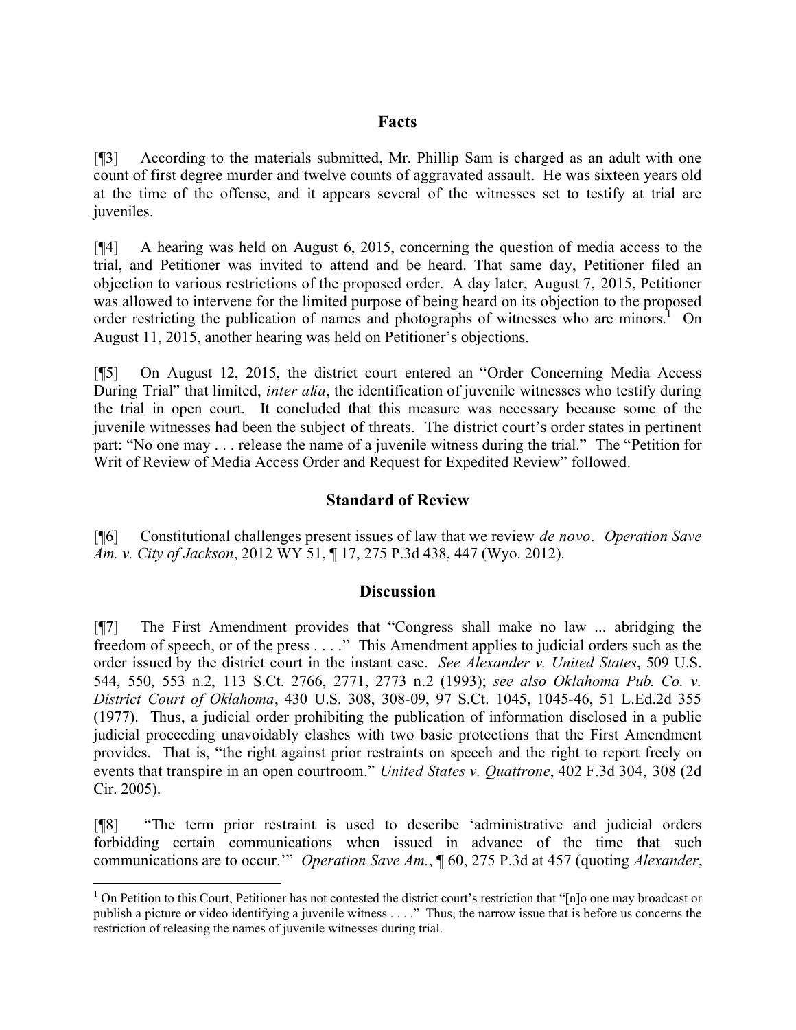## Facts

[¶3] According to the materials submitted, Mr. Phillip Sam is charged as an adult with one count of first degree murder and twelve counts of aggravated assault. He was sixteen years old at the time of the offense, and it appears several of the witnesses set to testify at trial are juveniles.

[¶4] A hearing was held on August 6, 2015, concerning the question of media access to the trial, and Petitioner was invited to attend and be heard. That same day, Petitioner filed an objection to various restrictions of the proposed order. A day later, August 7, 2015, Petitioner was allowed to intervene for the limited purpose of being heard on its objection to the proposed order restricting the publication of names and photographs of witnesses who are minors.[1] On August 11, 2015, another hearing was held on Petitioner's objections.

[¶5] On August 12, 2015, the district court entered an "Order Concerning Media Access During Trial" that limited, *inter alia*, the identification of juvenile witnesses who testify during the trial in open court. It concluded that this measure was necessary because some of the juvenile witnesses had been the subject of threats. The district court's order states in pertinent part: "No one may . . . release the name of a juvenile witness during the trial." The "Petition for Writ of Review of Media Access Order and Request for Expedited Review" followed.

## Standard of Review

[¶6] Constitutional challenges present issues of law that we review *de novo*. *Operation Save Am. v. City of Jackson*, 2012 WY 51, ¶ 17, 275 P.3d 438, 447 (Wyo. 2012).

## Discussion

[¶7] The First Amendment provides that "Congress shall make no law ... abridging the freedom of speech, or of the press . . . ." This Amendment applies to judicial orders such as the order issued by the district court in the instant case. *See Alexander v. United States*, 509 U.S. 544, 550, 553 n.2, 113 S.Ct. 2766, 2771, 2773 n.2 (1993); *see also Oklahoma Pub. Co. v. District Court of Oklahoma*, 430 U.S. 308, 308-09, 97 S.Ct. 1045, 1045-46, 51 L.Ed.2d 355 (1977). Thus, a judicial order prohibiting the publication of information disclosed in a public judicial proceeding unavoidably clashes with two basic protections that the First Amendment provides. That is, "the right against prior restraints on speech and the right to report freely on events that transpire in an open courtroom." *United States v. Quattrone*, 402 F.3d 304, 308 (2d Cir. 2005).

[¶8] "The term prior restraint is used to describe 'administrative and judicial orders forbidding certain communications when issued in advance of the time that such communications are to occur.'" *Operation Save Am.*, ¶ 60, 275 P.3d at 457 (quoting *Alexander*,

---

[1] On Petition to this Court, Petitioner has not contested the district court's restriction that "[n]o one may broadcast or publish a picture or video identifying a juvenile witness . . . ." Thus, the narrow issue that is before us concerns the restriction of releasing the names of juvenile witnesses during trial.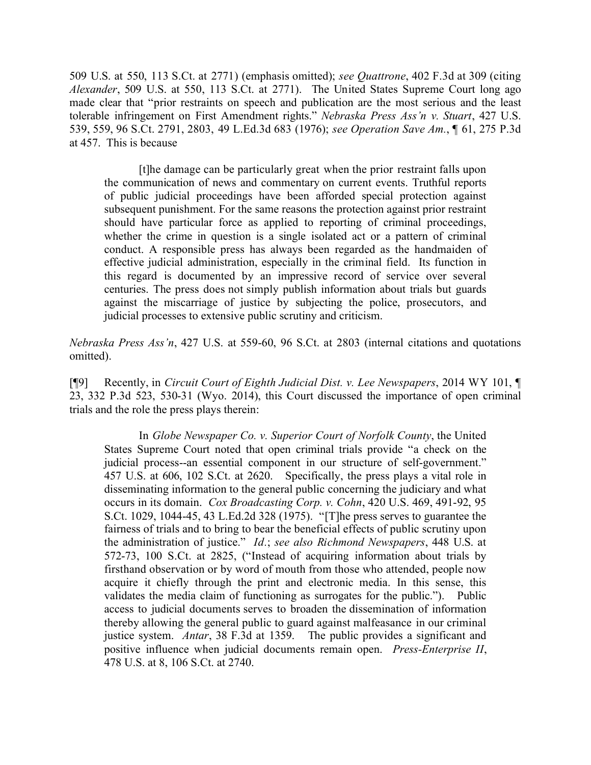509 U.S. at 550, 113 S.Ct. at 2771) (emphasis omitted); *see Quattrone*, 402 F.3d at 309 (citing *Alexander*, 509 U.S. at 550, 113 S.Ct. at 2771). The United States Supreme Court long ago made clear that "prior restraints on speech and publication are the most serious and the least tolerable infringement on First Amendment rights." *Nebraska Press Ass'n v. Stuart*, 427 U.S. 539, 559, 96 S.Ct. 2791, 2803, 49 L.Ed.3d 683 (1976); *see Operation Save Am.*, ¶ 61, 275 P.3d at 457. This is because

> [t]he damage can be particularly great when the prior restraint falls upon the communication of news and commentary on current events. Truthful reports of public judicial proceedings have been afforded special protection against subsequent punishment. For the same reasons the protection against prior restraint should have particular force as applied to reporting of criminal proceedings, whether the crime in question is a single isolated act or a pattern of criminal conduct. A responsible press has always been regarded as the handmaiden of effective judicial administration, especially in the criminal field. Its function in this regard is documented by an impressive record of service over several centuries. The press does not simply publish information about trials but guards against the miscarriage of justice by subjecting the police, prosecutors, and judicial processes to extensive public scrutiny and criticism.

*Nebraska Press Ass'n*, 427 U.S. at 559-60, 96 S.Ct. at 2803 (internal citations and quotations omitted).

[¶9] Recently, in *Circuit Court of Eighth Judicial Dist. v. Lee Newspapers*, 2014 WY 101, ¶ 23, 332 P.3d 523, 530-31 (Wyo. 2014), this Court discussed the importance of open criminal trials and the role the press plays therein:

> In *Globe Newspaper Co. v. Superior Court of Norfolk County*, the United States Supreme Court noted that open criminal trials provide "a check on the judicial process--an essential component in our structure of self-government." 457 U.S. at 606, 102 S.Ct. at 2620. Specifically, the press plays a vital role in disseminating information to the general public concerning the judiciary and what occurs in its domain. *Cox Broadcasting Corp. v. Cohn*, 420 U.S. 469, 491-92, 95 S.Ct. 1029, 1044-45, 43 L.Ed.2d 328 (1975). "[T]he press serves to guarantee the fairness of trials and to bring to bear the beneficial effects of public scrutiny upon the administration of justice." *Id.*; *see also Richmond Newspapers*, 448 U.S. at 572-73, 100 S.Ct. at 2825, ("Instead of acquiring information about trials by firsthand observation or by word of mouth from those who attended, people now acquire it chiefly through the print and electronic media. In this sense, this validates the media claim of functioning as surrogates for the public."). Public access to judicial documents serves to broaden the dissemination of information thereby allowing the general public to guard against malfeasance in our criminal justice system. *Antar*, 38 F.3d at 1359. The public provides a significant and positive influence when judicial documents remain open. *Press-Enterprise II*, 478 U.S. at 8, 106 S.Ct. at 2740.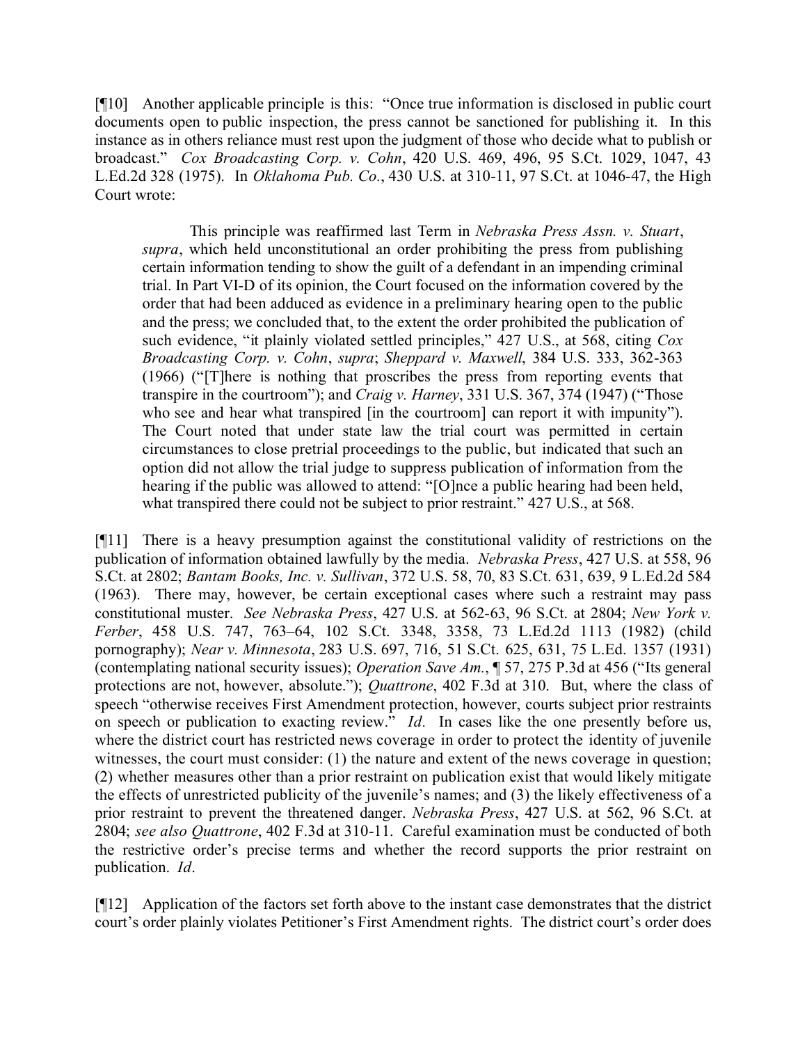[¶10] Another applicable principle is this: "Once true information is disclosed in public court documents open to public inspection, the press cannot be sanctioned for publishing it. In this instance as in others reliance must rest upon the judgment of those who decide what to publish or broadcast." *Cox Broadcasting Corp. v. Cohn*, 420 U.S. 469, 496, 95 S.Ct. 1029, 1047, 43 L.Ed.2d 328 (1975). In *Oklahoma Pub. Co.*, 430 U.S. at 310-11, 97 S.Ct. at 1046-47, the High Court wrote:

> This principle was reaffirmed last Term in *Nebraska Press Assn. v. Stuart*, *supra*, which held unconstitutional an order prohibiting the press from publishing certain information tending to show the guilt of a defendant in an impending criminal trial. In Part VI-D of its opinion, the Court focused on the information covered by the order that had been adduced as evidence in a preliminary hearing open to the public and the press; we concluded that, to the extent the order prohibited the publication of such evidence, "it plainly violated settled principles," 427 U.S., at 568, citing *Cox Broadcasting Corp. v. Cohn*, *supra*; *Sheppard v. Maxwell*, 384 U.S. 333, 362-363 (1966) ("[T]here is nothing that proscribes the press from reporting events that transpire in the courtroom"); and *Craig v. Harney*, 331 U.S. 367, 374 (1947) ("Those who see and hear what transpired [in the courtroom] can report it with impunity"). The Court noted that under state law the trial court was permitted in certain circumstances to close pretrial proceedings to the public, but indicated that such an option did not allow the trial judge to suppress publication of information from the hearing if the public was allowed to attend: "[O]nce a public hearing had been held, what transpired there could not be subject to prior restraint." 427 U.S., at 568.

[¶11] There is a heavy presumption against the constitutional validity of restrictions on the publication of information obtained lawfully by the media. *Nebraska Press*, 427 U.S. at 558, 96 S.Ct. at 2802; *Bantam Books, Inc. v. Sullivan*, 372 U.S. 58, 70, 83 S.Ct. 631, 639, 9 L.Ed.2d 584 (1963). There may, however, be certain exceptional cases where such a restraint may pass constitutional muster. *See Nebraska Press*, 427 U.S. at 562-63, 96 S.Ct. at 2804; *New York v. Ferber*, 458 U.S. 747, 763–64, 102 S.Ct. 3348, 3358, 73 L.Ed.2d 1113 (1982) (child pornography); *Near v. Minnesota*, 283 U.S. 697, 716, 51 S.Ct. 625, 631, 75 L.Ed. 1357 (1931) (contemplating national security issues); *Operation Save Am.*, ¶ 57, 275 P.3d at 456 ("Its general protections are not, however, absolute."); *Quattrone*, 402 F.3d at 310. But, where the class of speech "otherwise receives First Amendment protection, however, courts subject prior restraints on speech or publication to exacting review." *Id*. In cases like the one presently before us, where the district court has restricted news coverage in order to protect the identity of juvenile witnesses, the court must consider: (1) the nature and extent of the news coverage in question; (2) whether measures other than a prior restraint on publication exist that would likely mitigate the effects of unrestricted publicity of the juvenile's names; and (3) the likely effectiveness of a prior restraint to prevent the threatened danger. *Nebraska Press*, 427 U.S. at 562, 96 S.Ct. at 2804; *see also Quattrone*, 402 F.3d at 310-11. Careful examination must be conducted of both the restrictive order's precise terms and whether the record supports the prior restraint on publication. *Id*.

[¶12] Application of the factors set forth above to the instant case demonstrates that the district court's order plainly violates Petitioner's First Amendment rights. The district court's order does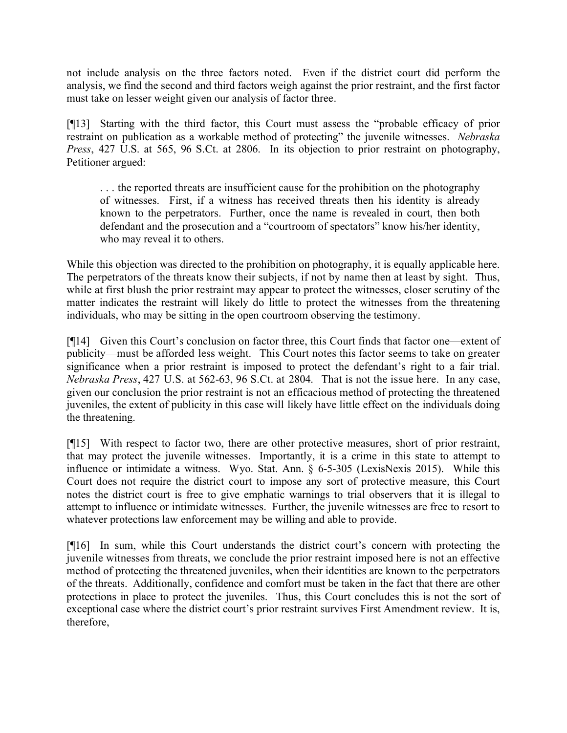not include analysis on the three factors noted. Even if the district court did perform the analysis, we find the second and third factors weigh against the prior restraint, and the first factor must take on lesser weight given our analysis of factor three.

[¶13] Starting with the third factor, this Court must assess the "probable efficacy of prior restraint on publication as a workable method of protecting" the juvenile witnesses. *Nebraska Press*, 427 U.S. at 565, 96 S.Ct. at 2806. In its objection to prior restraint on photography, Petitioner argued:

> . . . the reported threats are insufficient cause for the prohibition on the photography of witnesses. First, if a witness has received threats then his identity is already known to the perpetrators. Further, once the name is revealed in court, then both defendant and the prosecution and a "courtroom of spectators" know his/her identity, who may reveal it to others.

While this objection was directed to the prohibition on photography, it is equally applicable here. The perpetrators of the threats know their subjects, if not by name then at least by sight. Thus, while at first blush the prior restraint may appear to protect the witnesses, closer scrutiny of the matter indicates the restraint will likely do little to protect the witnesses from the threatening individuals, who may be sitting in the open courtroom observing the testimony.

[¶14] Given this Court's conclusion on factor three, this Court finds that factor one—extent of publicity—must be afforded less weight. This Court notes this factor seems to take on greater significance when a prior restraint is imposed to protect the defendant's right to a fair trial. *Nebraska Press*, 427 U.S. at 562-63, 96 S.Ct. at 2804. That is not the issue here. In any case, given our conclusion the prior restraint is not an efficacious method of protecting the threatened juveniles, the extent of publicity in this case will likely have little effect on the individuals doing the threatening.

[¶15] With respect to factor two, there are other protective measures, short of prior restraint, that may protect the juvenile witnesses. Importantly, it is a crime in this state to attempt to influence or intimidate a witness. Wyo. Stat. Ann. § 6-5-305 (LexisNexis 2015). While this Court does not require the district court to impose any sort of protective measure, this Court notes the district court is free to give emphatic warnings to trial observers that it is illegal to attempt to influence or intimidate witnesses. Further, the juvenile witnesses are free to resort to whatever protections law enforcement may be willing and able to provide.

[¶16] In sum, while this Court understands the district court's concern with protecting the juvenile witnesses from threats, we conclude the prior restraint imposed here is not an effective method of protecting the threatened juveniles, when their identities are known to the perpetrators of the threats. Additionally, confidence and comfort must be taken in the fact that there are other protections in place to protect the juveniles. Thus, this Court concludes this is not the sort of exceptional case where the district court's prior restraint survives First Amendment review. It is, therefore,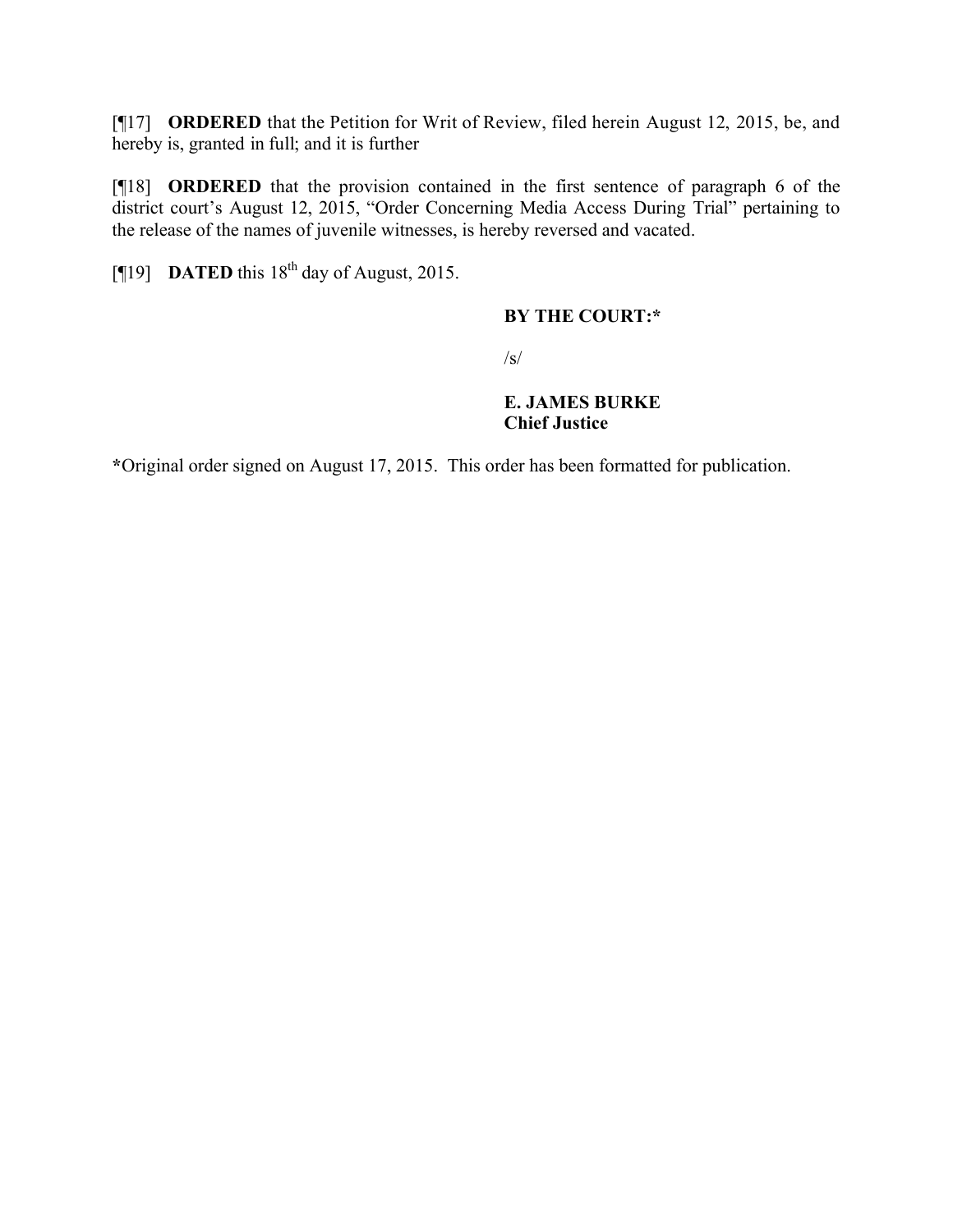[¶17] **ORDERED** that the Petition for Writ of Review, filed herein August 12, 2015, be, and hereby is, granted in full; and it is further

[¶18] **ORDERED** that the provision contained in the first sentence of paragraph 6 of the district court's August 12, 2015, "Order Concerning Media Access During Trial" pertaining to the release of the names of juvenile witnesses, is hereby reversed and vacated.

[¶19] **DATED** this 18th day of August, 2015.

**BY THE COURT:***

/s/

**E. JAMES BURKE**
**Chief Justice**

*Original order signed on August 17, 2015. This order has been formatted for publication.